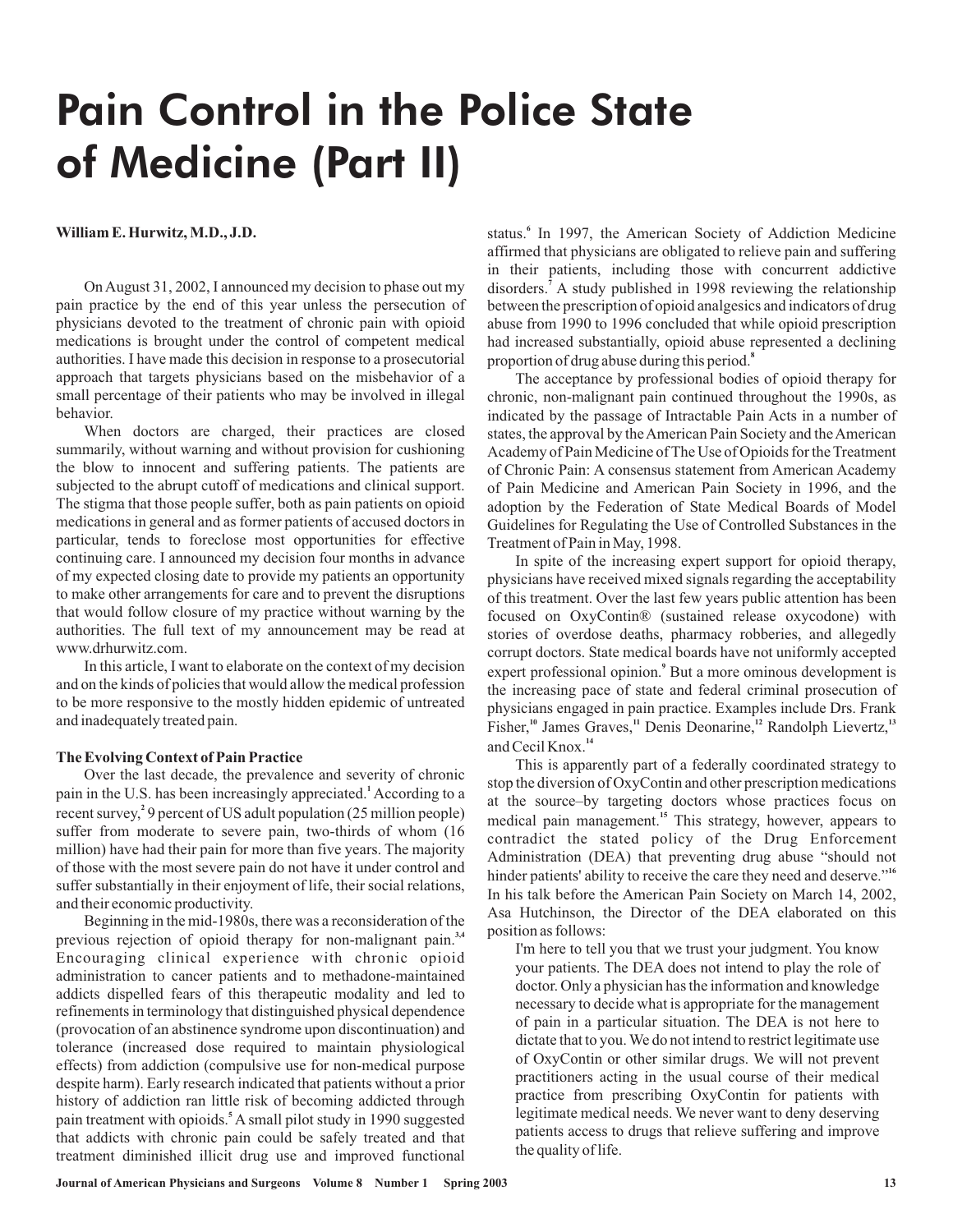# Pain Control in the Police State of Medicine (Part II)

**William E. Hurwitz, M.D., J.D.**

On August 31, 2002, I announced my decision to phase out my pain practice by the end of this year unless the persecution of physicians devoted to the treatment of chronic pain with opioid medications is brought under the control of competent medical authorities. I have made this decision in response to a prosecutorial approach that targets physicians based on the misbehavior of a small percentage of their patients who may be involved in illegal behavior.

When doctors are charged, their practices are closed summarily, without warning and without provision for cushioning the blow to innocent and suffering patients. The patients are subjected to the abrupt cutoff of medications and clinical support. The stigma that those people suffer, both as pain patients on opioid medications in general and as former patients of accused doctors in particular, tends to foreclose most opportunities for effective continuing care. I announced my decision four months in advance of my expected closing date to provide my patients an opportunity to make other arrangements for care and to prevent the disruptions that would follow closure of my practice without warning by the authorities. The full text of my announcement may be read at www.drhurwitz.com.

In this article, I want to elaborate on the context of my decision and on the kinds of policies that would allow the medical profession to be more responsive to the mostly hidden epidemic of untreated and inadequately treated pain.

**The Evolving Context of Pain Practice**

Over the last decade, the prevalence and severity of chronic pain in the U.S. has been increasingly appreciated.[1] According to a recent survey,[2] 9 percent of US adult population (25 million people) suffer from moderate to severe pain, two-thirds of whom (16 million) have had their pain for more than five years. The majority of those with the most severe pain do not have it under control and suffer substantially in their enjoyment of life, their social relations, and their economic productivity.

Beginning in the mid-1980s, there was a reconsideration of the previous rejection of opioid therapy for non-malignant pain.[3,4] Encouraging clinical experience with chronic opioid administration to cancer patients and to methadone-maintained addicts dispelled fears of this therapeutic modality and led to refinements in terminology that distinguished physical dependence (provocation of an abstinence syndrome upon discontinuation) and tolerance (increased dose required to maintain physiological effects) from addiction (compulsive use for non-medical purpose despite harm). Early research indicated that patients without a prior history of addiction ran little risk of becoming addicted through pain treatment with opioids.[5] A small pilot study in 1990 suggested that addicts with chronic pain could be safely treated and that treatment diminished illicit drug use and improved functional status.[6] In 1997, the American Society of Addiction Medicine affirmed that physicians are obligated to relieve pain and suffering in their patients, including those with concurrent addictive disorders.[7] A study published in 1998 reviewing the relationship between the prescription of opioid analgesics and indicators of drug abuse from 1990 to 1996 concluded that while opioid prescription had increased substantially, opioid abuse represented a declining proportion of drug abuse during this period.[8]

The acceptance by professional bodies of opioid therapy for chronic, non-malignant pain continued throughout the 1990s, as indicated by the passage of Intractable Pain Acts in a number of states, the approval by the American Pain Society and the American Academy of Pain Medicine of The Use of Opioids for the Treatment of Chronic Pain: A consensus statement from American Academy of Pain Medicine and American Pain Society in 1996, and the adoption by the Federation of State Medical Boards of Model Guidelines for Regulating the Use of Controlled Substances in the Treatment of Pain in May, 1998.

In spite of the increasing expert support for opioid therapy, physicians have received mixed signals regarding the acceptability of this treatment. Over the last few years public attention has been focused on OxyContin® (sustained release oxycodone) with stories of overdose deaths, pharmacy robberies, and allegedly corrupt doctors. State medical boards have not uniformly accepted expert professional opinion.[9] But a more ominous development is the increasing pace of state and federal criminal prosecution of physicians engaged in pain practice. Examples include Drs. Frank Fisher,[10] James Graves,[11] Denis Deonarine,[12] Randolph Lievertz,[13] and Cecil Knox.[14]

This is apparently part of a federally coordinated strategy to stop the diversion of OxyContin and other prescription medications at the source–by targeting doctors whose practices focus on medical pain management.[15] This strategy, however, appears to contradict the stated policy of the Drug Enforcement Administration (DEA) that preventing drug abuse "should not hinder patients' ability to receive the care they need and deserve."[16] In his talk before the American Pain Society on March 14, 2002, Asa Hutchinson, the Director of the DEA elaborated on this position as follows:

> I'm here to tell you that we trust your judgment. You know your patients. The DEA does not intend to play the role of doctor. Only a physician has the information and knowledge necessary to decide what is appropriate for the management of pain in a particular situation. The DEA is not here to dictate that to you. We do not intend to restrict legitimate use of OxyContin or other similar drugs. We will not prevent practitioners acting in the usual course of their medical practice from prescribing OxyContin for patients with legitimate medical needs. We never want to deny deserving patients access to drugs that relieve suffering and improve the quality of life.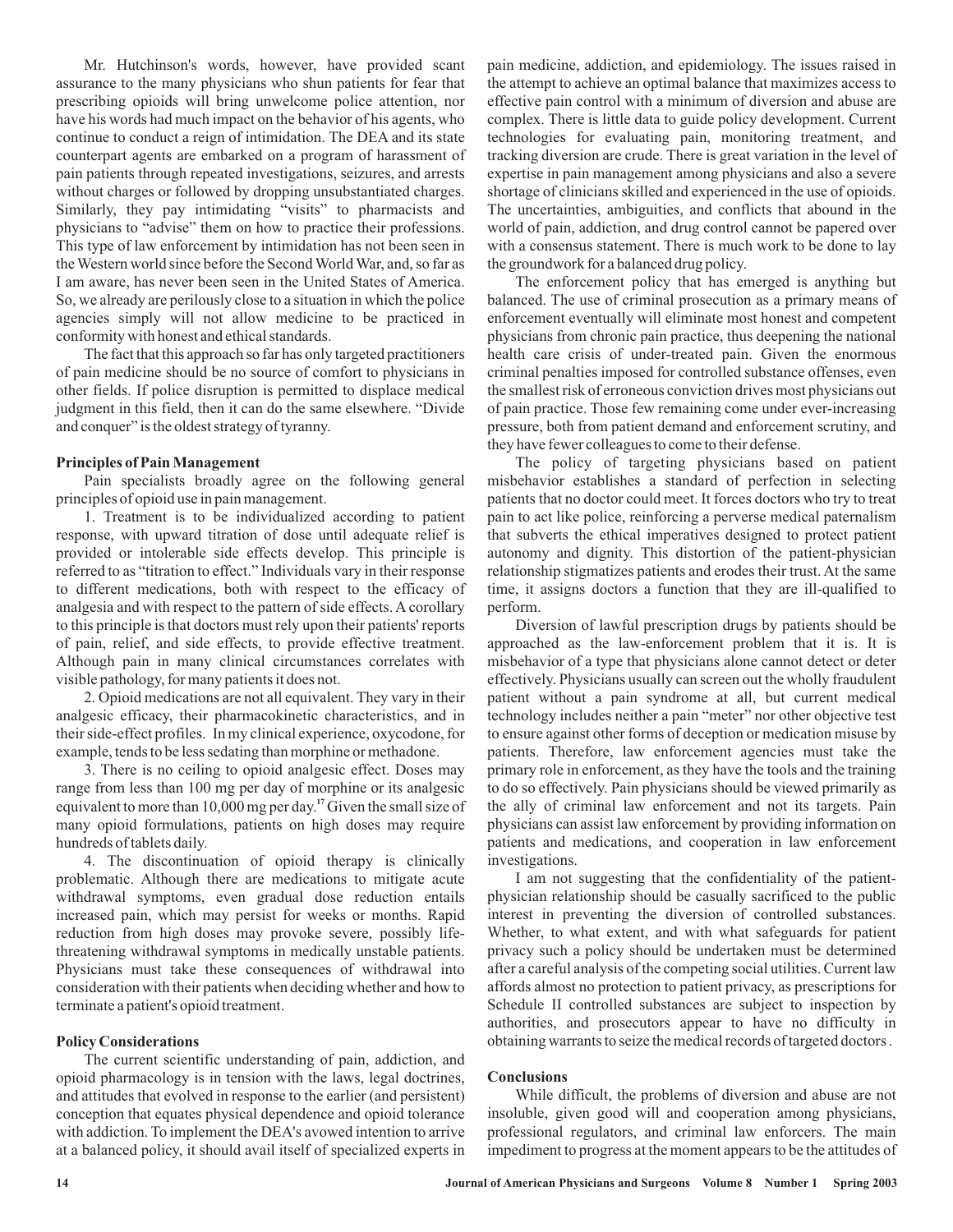Mr. Hutchinson's words, however, have provided scant assurance to the many physicians who shun patients for fear that prescribing opioids will bring unwelcome police attention, nor have his words had much impact on the behavior of his agents, who continue to conduct a reign of intimidation. The DEA and its state counterpart agents are embarked on a program of harassment of pain patients through repeated investigations, seizures, and arrests without charges or followed by dropping unsubstantiated charges. Similarly, they pay intimidating "visits" to pharmacists and physicians to "advise" them on how to practice their professions. This type of law enforcement by intimidation has not been seen in the Western world since before the Second World War, and, so far as I am aware, has never been seen in the United States of America. So, we already are perilously close to a situation in which the police agencies simply will not allow medicine to be practiced in conformity with honest and ethical standards.

The fact that this approach so far has only targeted practitioners of pain medicine should be no source of comfort to physicians in other fields. If police disruption is permitted to displace medical judgment in this field, then it can do the same elsewhere. "Divide and conquer" is the oldest strategy of tyranny.

**Principles of Pain Management**

Pain specialists broadly agree on the following general principles of opioid use in pain management.

1. Treatment is to be individualized according to patient response, with upward titration of dose until adequate relief is provided or intolerable side effects develop. This principle is referred to as "titration to effect." Individuals vary in their response to different medications, both with respect to the efficacy of analgesia and with respect to the pattern of side effects. A corollary to this principle is that doctors must rely upon their patients' reports of pain, relief, and side effects, to provide effective treatment. Although pain in many clinical circumstances correlates with visible pathology, for many patients it does not.

2. Opioid medications are not all equivalent. They vary in their analgesic efficacy, their pharmacokinetic characteristics, and in their side-effect profiles. In my clinical experience, oxycodone, for example, tends to be less sedating than morphine or methadone.

3. There is no ceiling to opioid analgesic effect. Doses may range from less than 100 mg per day of morphine or its analgesic equivalent to more than 10,000 mg per day.[17] Given the small size of many opioid formulations, patients on high doses may require hundreds of tablets daily.

4. The discontinuation of opioid therapy is clinically problematic. Although there are medications to mitigate acute withdrawal symptoms, even gradual dose reduction entails increased pain, which may persist for weeks or months. Rapid reduction from high doses may provoke severe, possibly life-threatening withdrawal symptoms in medically unstable patients. Physicians must take these consequences of withdrawal into consideration with their patients when deciding whether and how to terminate a patient's opioid treatment.

**Policy Considerations**

The current scientific understanding of pain, addiction, and opioid pharmacology is in tension with the laws, legal doctrines, and attitudes that evolved in response to the earlier (and persistent) conception that equates physical dependence and opioid tolerance with addiction. To implement the DEA's avowed intention to arrive at a balanced policy, it should avail itself of specialized experts in pain medicine, addiction, and epidemiology. The issues raised in the attempt to achieve an optimal balance that maximizes access to effective pain control with a minimum of diversion and abuse are complex. There is little data to guide policy development. Current technologies for evaluating pain, monitoring treatment, and tracking diversion are crude. There is great variation in the level of expertise in pain management among physicians and also a severe shortage of clinicians skilled and experienced in the use of opioids. The uncertainties, ambiguities, and conflicts that abound in the world of pain, addiction, and drug control cannot be papered over with a consensus statement. There is much work to be done to lay the groundwork for a balanced drug policy.

The enforcement policy that has emerged is anything but balanced. The use of criminal prosecution as a primary means of enforcement eventually will eliminate most honest and competent physicians from chronic pain practice, thus deepening the national health care crisis of under-treated pain. Given the enormous criminal penalties imposed for controlled substance offenses, even the smallest risk of erroneous conviction drives most physicians out of pain practice. Those few remaining come under ever-increasing pressure, both from patient demand and enforcement scrutiny, and they have fewer colleagues to come to their defense.

The policy of targeting physicians based on patient misbehavior establishes a standard of perfection in selecting patients that no doctor could meet. It forces doctors who try to treat pain to act like police, reinforcing a perverse medical paternalism that subverts the ethical imperatives designed to protect patient autonomy and dignity. This distortion of the patient-physician relationship stigmatizes patients and erodes their trust. At the same time, it assigns doctors a function that they are ill-qualified to perform.

Diversion of lawful prescription drugs by patients should be approached as the law-enforcement problem that it is. It is misbehavior of a type that physicians alone cannot detect or deter effectively. Physicians usually can screen out the wholly fraudulent patient without a pain syndrome at all, but current medical technology includes neither a pain "meter" nor other objective test to ensure against other forms of deception or medication misuse by patients. Therefore, law enforcement agencies must take the primary role in enforcement, as they have the tools and the training to do so effectively. Pain physicians should be viewed primarily as the ally of criminal law enforcement and not its targets. Pain physicians can assist law enforcement by providing information on patients and medications, and cooperation in law enforcement investigations.

I am not suggesting that the confidentiality of the patient-physician relationship should be casually sacrificed to the public interest in preventing the diversion of controlled substances. Whether, to what extent, and with what safeguards for patient privacy such a policy should be undertaken must be determined after a careful analysis of the competing social utilities. Current law affords almost no protection to patient privacy, as prescriptions for Schedule II controlled substances are subject to inspection by authorities, and prosecutors appear to have no difficulty in obtaining warrants to seize the medical records of targeted doctors.

**Conclusions**

While difficult, the problems of diversion and abuse are not insoluble, given good will and cooperation among physicians, professional regulators, and criminal law enforcers. The main impediment to progress at the moment appears to be the attitudes of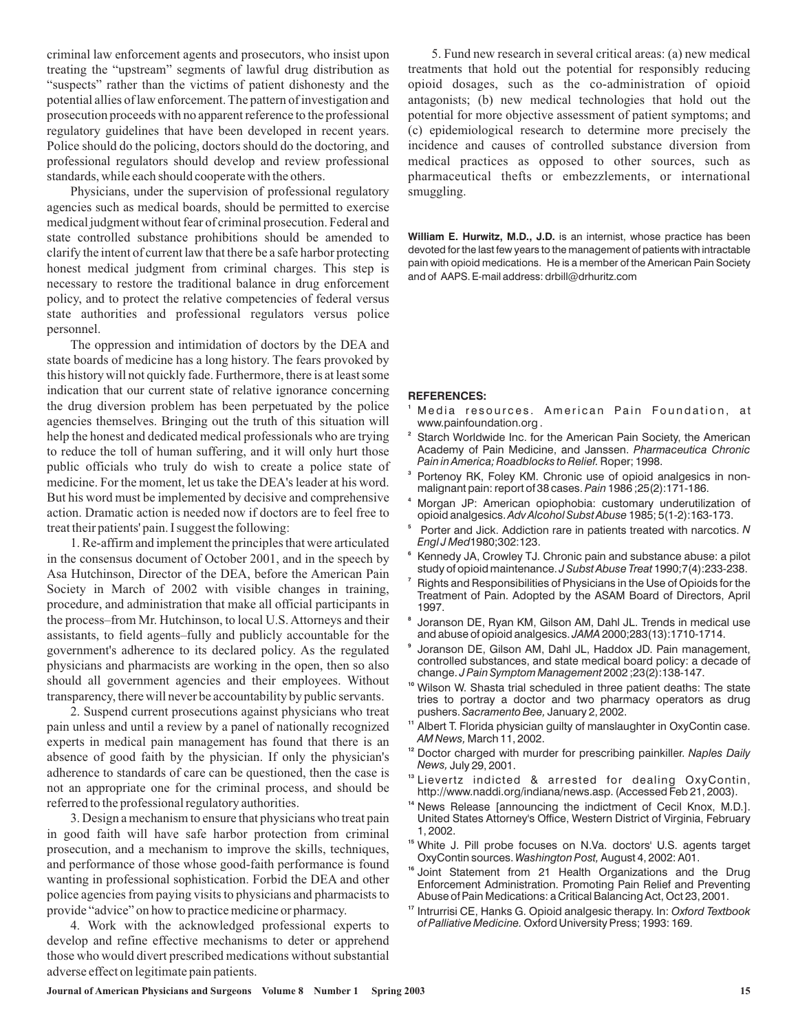criminal law enforcement agents and prosecutors, who insist upon treating the "upstream" segments of lawful drug distribution as "suspects" rather than the victims of patient dishonesty and the potential allies of law enforcement. The pattern of investigation and prosecution proceeds with no apparent reference to the professional regulatory guidelines that have been developed in recent years. Police should do the policing, doctors should do the doctoring, and professional regulators should develop and review professional standards, while each should cooperate with the others.

Physicians, under the supervision of professional regulatory agencies such as medical boards, should be permitted to exercise medical judgment without fear of criminal prosecution. Federal and state controlled substance prohibitions should be amended to clarify the intent of current law that there be a safe harbor protecting honest medical judgment from criminal charges. This step is necessary to restore the traditional balance in drug enforcement policy, and to protect the relative competencies of federal versus state authorities and professional regulators versus police personnel.

The oppression and intimidation of doctors by the DEA and state boards of medicine has a long history. The fears provoked by this history will not quickly fade. Furthermore, there is at least some indication that our current state of relative ignorance concerning the drug diversion problem has been perpetuated by the police agencies themselves. Bringing out the truth of this situation will help the honest and dedicated medical professionals who are trying to reduce the toll of human suffering, and it will only hurt those public officials who truly do wish to create a police state of medicine. For the moment, let us take the DEA's leader at his word. But his word must be implemented by decisive and comprehensive action. Dramatic action is needed now if doctors are to feel free to treat their patients' pain. I suggest the following:

1. Re-affirm and implement the principles that were articulated in the consensus document of October 2001, and in the speech by Asa Hutchinson, Director of the DEA, before the American Pain Society in March of 2002 with visible changes in training, procedure, and administration that make all official participants in the process–from Mr. Hutchinson, to local U.S. Attorneys and their assistants, to field agents–fully and publicly accountable for the government's adherence to its declared policy. As the regulated physicians and pharmacists are working in the open, then so also should all government agencies and their employees. Without transparency, there will never be accountability by public servants.

2. Suspend current prosecutions against physicians who treat pain unless and until a review by a panel of nationally recognized experts in medical pain management has found that there is an absence of good faith by the physician. If only the physician's adherence to standards of care can be questioned, then the case is not an appropriate one for the criminal process, and should be referred to the professional regulatory authorities.

3. Design a mechanism to ensure that physicians who treat pain in good faith will have safe harbor protection from criminal prosecution, and a mechanism to improve the skills, techniques, and performance of those whose good-faith performance is found wanting in professional sophistication. Forbid the DEA and other police agencies from paying visits to physicians and pharmacists to provide "advice" on how to practice medicine or pharmacy.

4. Work with the acknowledged professional experts to develop and refine effective mechanisms to deter or apprehend those who would divert prescribed medications without substantial adverse effect on legitimate pain patients.

5. Fund new research in several critical areas: (a) new medical treatments that hold out the potential for responsibly reducing opioid dosages, such as the co-administration of opioid antagonists; (b) new medical technologies that hold out the potential for more objective assessment of patient symptoms; and (c) epidemiological research to determine more precisely the incidence and causes of controlled substance diversion from medical practices as opposed to other sources, such as pharmaceutical thefts or embezzlements, or international smuggling.

**William E. Hurwitz, M.D., J.D.** is an internist, whose practice has been devoted for the last few years to the management of patients with intractable pain with opioid medications. He is a member of the American Pain Society and of AAPS. E-mail address: drbill@drhuritz.com

**REFERENCES:**

1. Media resources. American Pain Foundation, at www.painfoundation.org .
2. Starch Worldwide Inc. for the American Pain Society, the American Academy of Pain Medicine, and Janssen. *Pharmaceutica Chronic Pain in America; Roadblocks to Relief.* Roper; 1998.
3. Portenoy RK, Foley KM. Chronic use of opioid analgesics in non-malignant pain: report of 38 cases. *Pain* 1986 ;25(2):171-186.
4. Morgan JP: American opiophobia: customary underutilization of opioid analgesics. *Adv Alcohol Subst Abuse* 1985; 5(1-2):163-173.
5. Porter and Jick. Addiction rare in patients treated with narcotics. *N Engl J Med* 1980;302:123.
6. Kennedy JA, Crowley TJ. Chronic pain and substance abuse: a pilot study of opioid maintenance. *J Subst Abuse Treat* 1990;7(4):233-238.
7. Rights and Responsibilities of Physicians in the Use of Opioids for the Treatment of Pain. Adopted by the ASAM Board of Directors, April 1997.
8. Joranson DE, Ryan KM, Gilson AM, Dahl JL. Trends in medical use and abuse of opioid analgesics. *JAMA* 2000;283(13):1710-1714.
9. Joranson DE, Gilson AM, Dahl JL, Haddox JD. Pain management, controlled substances, and state medical board policy: a decade of change. *J Pain Symptom Management* 2002 ;23(2):138-147.
10. Wilson W. Shasta trial scheduled in three patient deaths: The state tries to portray a doctor and two pharmacy operators as drug pushers. *Sacramento Bee,* January 2, 2002.
11. Albert T. Florida physician guilty of manslaughter in OxyContin case. *AM News,* March 11, 2002.
12. Doctor charged with murder for prescribing painkiller. *Naples Daily News,* July 29, 2001.
13. Lievertz indicted & arrested for dealing OxyContin, http://www.naddi.org/indiana/news.asp. (Accessed Feb 21, 2003).
14. News Release [announcing the indictment of Cecil Knox, M.D.]. United States Attorney's Office, Western District of Virginia, February 1, 2002.
15. White J. Pill probe focuses on N.Va. doctors' U.S. agents target OxyContin sources. *Washington Post,* August 4, 2002: A01.
16. Joint Statement from 21 Health Organizations and the Drug Enforcement Administration. Promoting Pain Relief and Preventing Abuse of Pain Medications: a Critical Balancing Act, Oct 23, 2001.
17. Intrurrisi CE, Hanks G. Opioid analgesic therapy. In: *Oxford Textbook of Palliative Medicine.* Oxford University Press; 1993: 169.